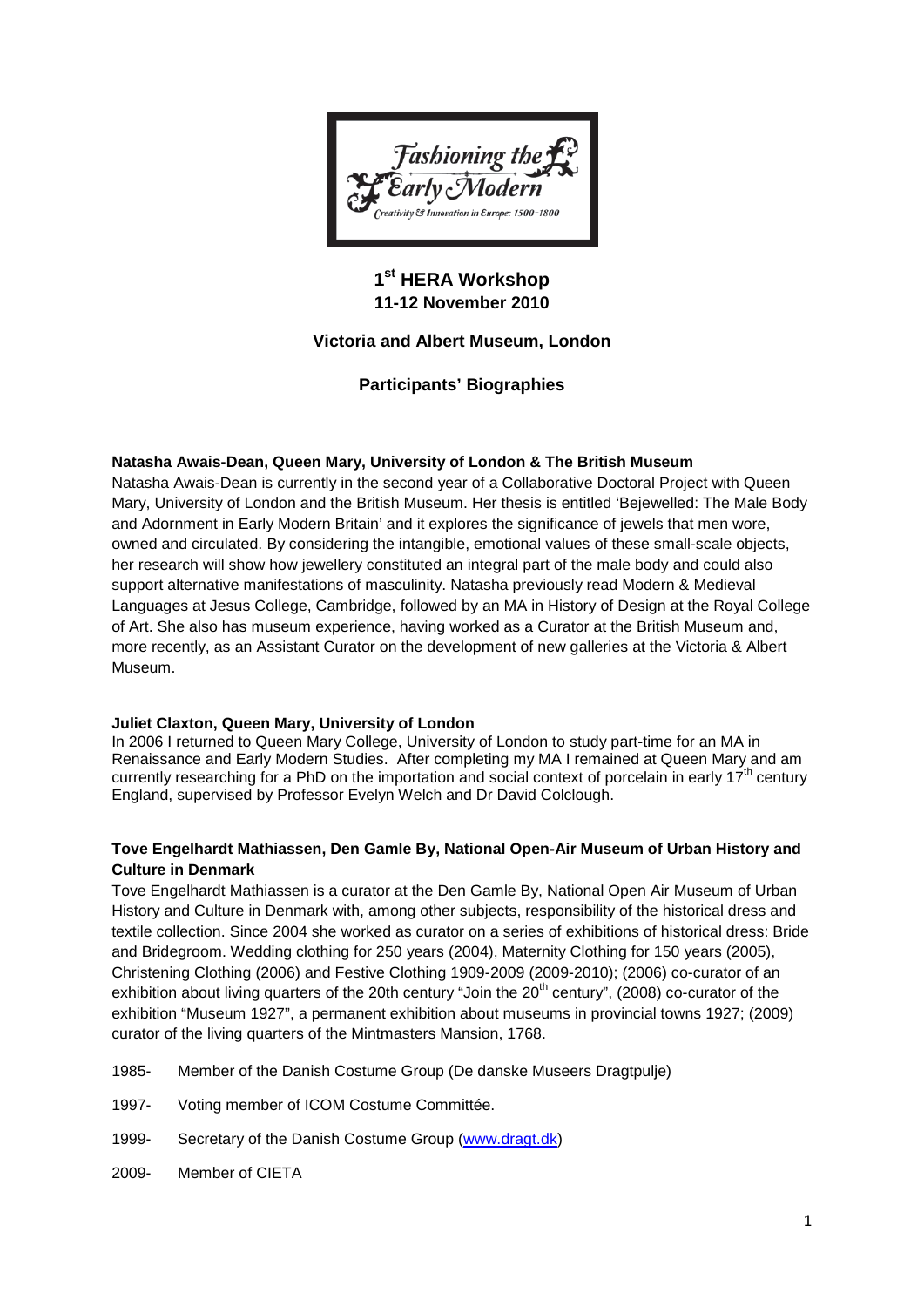# 1st HERA Workshop
## 11-12 November 2010

## Victoria and Albert Museum, London

## Participants' Biographies

**Natasha Awais-Dean, Queen Mary, University of London & The British Museum**

Natasha Awais-Dean is currently in the second year of a Collaborative Doctoral Project with Queen Mary, University of London and the British Museum. Her thesis is entitled 'Bejewelled: The Male Body and Adornment in Early Modern Britain' and it explores the significance of jewels that men wore, owned and circulated. By considering the intangible, emotional values of these small-scale objects, her research will show how jewellery constituted an integral part of the male body and could also support alternative manifestations of masculinity. Natasha previously read Modern & Medieval Languages at Jesus College, Cambridge, followed by an MA in History of Design at the Royal College of Art. She also has museum experience, having worked as a Curator at the British Museum and, more recently, as an Assistant Curator on the development of new galleries at the Victoria & Albert Museum.

**Juliet Claxton, Queen Mary, University of London**

In 2006 I returned to Queen Mary College, University of London to study part-time for an MA in Renaissance and Early Modern Studies. After completing my MA I remained at Queen Mary and am currently researching for a PhD on the importation and social context of porcelain in early 17th century England, supervised by Professor Evelyn Welch and Dr David Colclough.

**Tove Engelhardt Mathiassen, Den Gamle By, National Open-Air Museum of Urban History and Culture in Denmark**

Tove Engelhardt Mathiassen is a curator at the Den Gamle By, National Open Air Museum of Urban History and Culture in Denmark with, among other subjects, responsibility of the historical dress and textile collection. Since 2004 she worked as curator on a series of exhibitions of historical dress: Bride and Bridegroom. Wedding clothing for 250 years (2004), Maternity Clothing for 150 years (2005), Christening Clothing (2006) and Festive Clothing 1909-2009 (2009-2010); (2006) co-curator of an exhibition about living quarters of the 20th century "Join the 20th century", (2008) co-curator of the exhibition "Museum 1927", a permanent exhibition about museums in provincial towns 1927; (2009) curator of the living quarters of the Mintmasters Mansion, 1768.

- 1985- Member of the Danish Costume Group (De danske Museers Dragtpulje)
- 1997- Voting member of ICOM Costume Committée.
- 1999- Secretary of the Danish Costume Group (www.dragt.dk)
- 2009- Member of CIETA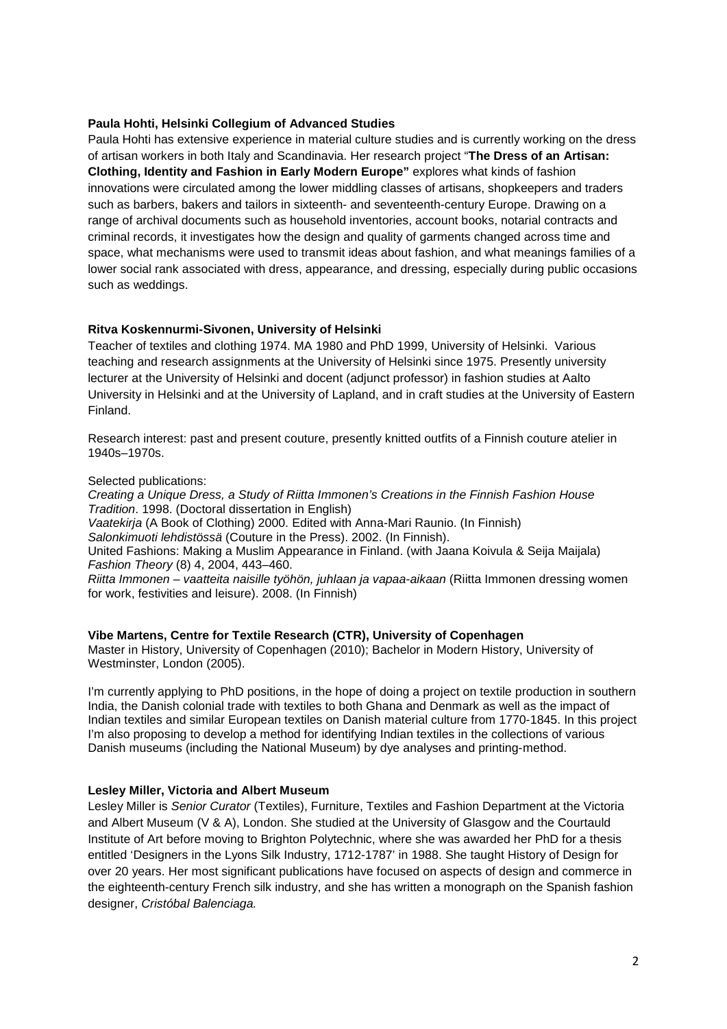**Paula Hohti, Helsinki Collegium of Advanced Studies**

Paula Hohti has extensive experience in material culture studies and is currently working on the dress of artisan workers in both Italy and Scandinavia. Her research project "**The Dress of an Artisan: Clothing, Identity and Fashion in Early Modern Europe"** explores what kinds of fashion innovations were circulated among the lower middling classes of artisans, shopkeepers and traders such as barbers, bakers and tailors in sixteenth- and seventeenth-century Europe. Drawing on a range of archival documents such as household inventories, account books, notarial contracts and criminal records, it investigates how the design and quality of garments changed across time and space, what mechanisms were used to transmit ideas about fashion, and what meanings families of a lower social rank associated with dress, appearance, and dressing, especially during public occasions such as weddings.

**Ritva Koskennurmi-Sivonen, University of Helsinki**

Teacher of textiles and clothing 1974. MA 1980 and PhD 1999, University of Helsinki. Various teaching and research assignments at the University of Helsinki since 1975. Presently university lecturer at the University of Helsinki and docent (adjunct professor) in fashion studies at Aalto University in Helsinki and at the University of Lapland, and in craft studies at the University of Eastern Finland.

Research interest: past and present couture, presently knitted outfits of a Finnish couture atelier in 1940s–1970s.

Selected publications:

*Creating a Unique Dress, a Study of Riitta Immonen's Creations in the Finnish Fashion House Tradition*. 1998. (Doctoral dissertation in English)
*Vaatekirja* (A Book of Clothing) 2000. Edited with Anna-Mari Raunio. (In Finnish)
*Salonkimuoti lehdistössä* (Couture in the Press). 2002. (In Finnish).
United Fashions: Making a Muslim Appearance in Finland. (with Jaana Koivula & Seija Maijala) *Fashion Theory* (8) 4, 2004, 443–460.
*Riitta Immonen – vaatteita naisille työhön, juhlaan ja vapaa-aikaan* (Riitta Immonen dressing women for work, festivities and leisure). 2008. (In Finnish)

**Vibe Martens, Centre for Textile Research (CTR), University of Copenhagen**

Master in History, University of Copenhagen (2010); Bachelor in Modern History, University of Westminster, London (2005).

I'm currently applying to PhD positions, in the hope of doing a project on textile production in southern India, the Danish colonial trade with textiles to both Ghana and Denmark as well as the impact of Indian textiles and similar European textiles on Danish material culture from 1770-1845. In this project I'm also proposing to develop a method for identifying Indian textiles in the collections of various Danish museums (including the National Museum) by dye analyses and printing-method.

**Lesley Miller, Victoria and Albert Museum**

Lesley Miller is *Senior Curator* (Textiles), Furniture, Textiles and Fashion Department at the Victoria and Albert Museum (V & A), London. She studied at the University of Glasgow and the Courtauld Institute of Art before moving to Brighton Polytechnic, where she was awarded her PhD for a thesis entitled 'Designers in the Lyons Silk Industry, 1712-1787' in 1988. She taught History of Design for over 20 years. Her most significant publications have focused on aspects of design and commerce in the eighteenth-century French silk industry, and she has written a monograph on the Spanish fashion designer, *Cristóbal Balenciaga.*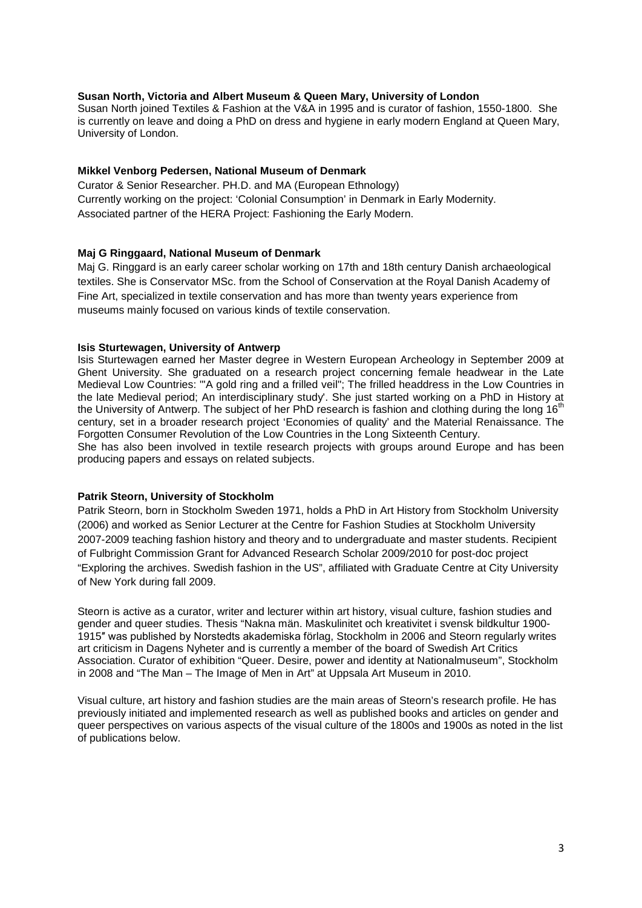**Susan North, Victoria and Albert Museum & Queen Mary, University of London**

Susan North joined Textiles & Fashion at the V&A in 1995 and is curator of fashion, 1550-1800. She is currently on leave and doing a PhD on dress and hygiene in early modern England at Queen Mary, University of London.

**Mikkel Venborg Pedersen, National Museum of Denmark**

Curator & Senior Researcher. PH.D. and MA (European Ethnology)
Currently working on the project: 'Colonial Consumption' in Denmark in Early Modernity.
Associated partner of the HERA Project: Fashioning the Early Modern.

**Maj G Ringgaard, National Museum of Denmark**

Maj G. Ringgard is an early career scholar working on 17th and 18th century Danish archaeological textiles. She is Conservator MSc. from the School of Conservation at the Royal Danish Academy of Fine Art, specialized in textile conservation and has more than twenty years experience from museums mainly focused on various kinds of textile conservation.

**Isis Sturtewagen, University of Antwerp**

Isis Sturtewagen earned her Master degree in Western European Archeology in September 2009 at Ghent University. She graduated on a research project concerning female headwear in the Late Medieval Low Countries: '"A gold ring and a frilled veil"; The frilled headdress in the Low Countries in the late Medieval period; An interdisciplinary study'. She just started working on a PhD in History at the University of Antwerp. The subject of her PhD research is fashion and clothing during the long 16th century, set in a broader research project 'Economies of quality' and the Material Renaissance. The Forgotten Consumer Revolution of the Low Countries in the Long Sixteenth Century.
She has also been involved in textile research projects with groups around Europe and has been producing papers and essays on related subjects.

**Patrik Steorn, University of Stockholm**

Patrik Steorn, born in Stockholm Sweden 1971, holds a PhD in Art History from Stockholm University (2006) and worked as Senior Lecturer at the Centre for Fashion Studies at Stockholm University 2007-2009 teaching fashion history and theory and to undergraduate and master students. Recipient of Fulbright Commission Grant for Advanced Research Scholar 2009/2010 for post-doc project "Exploring the archives. Swedish fashion in the US", affiliated with Graduate Centre at City University of New York during fall 2009.

Steorn is active as a curator, writer and lecturer within art history, visual culture, fashion studies and gender and queer studies. Thesis "Nakna män. Maskulinitet och kreativitet i svensk bildkultur 1900-1915″ was published by Norstedts akademiska förlag, Stockholm in 2006 and Steorn regularly writes art criticism in Dagens Nyheter and is currently a member of the board of Swedish Art Critics Association. Curator of exhibition "Queer. Desire, power and identity at Nationalmuseum", Stockholm in 2008 and "The Man – The Image of Men in Art" at Uppsala Art Museum in 2010.

Visual culture, art history and fashion studies are the main areas of Steorn's research profile. He has previously initiated and implemented research as well as published books and articles on gender and queer perspectives on various aspects of the visual culture of the 1800s and 1900s as noted in the list of publications below.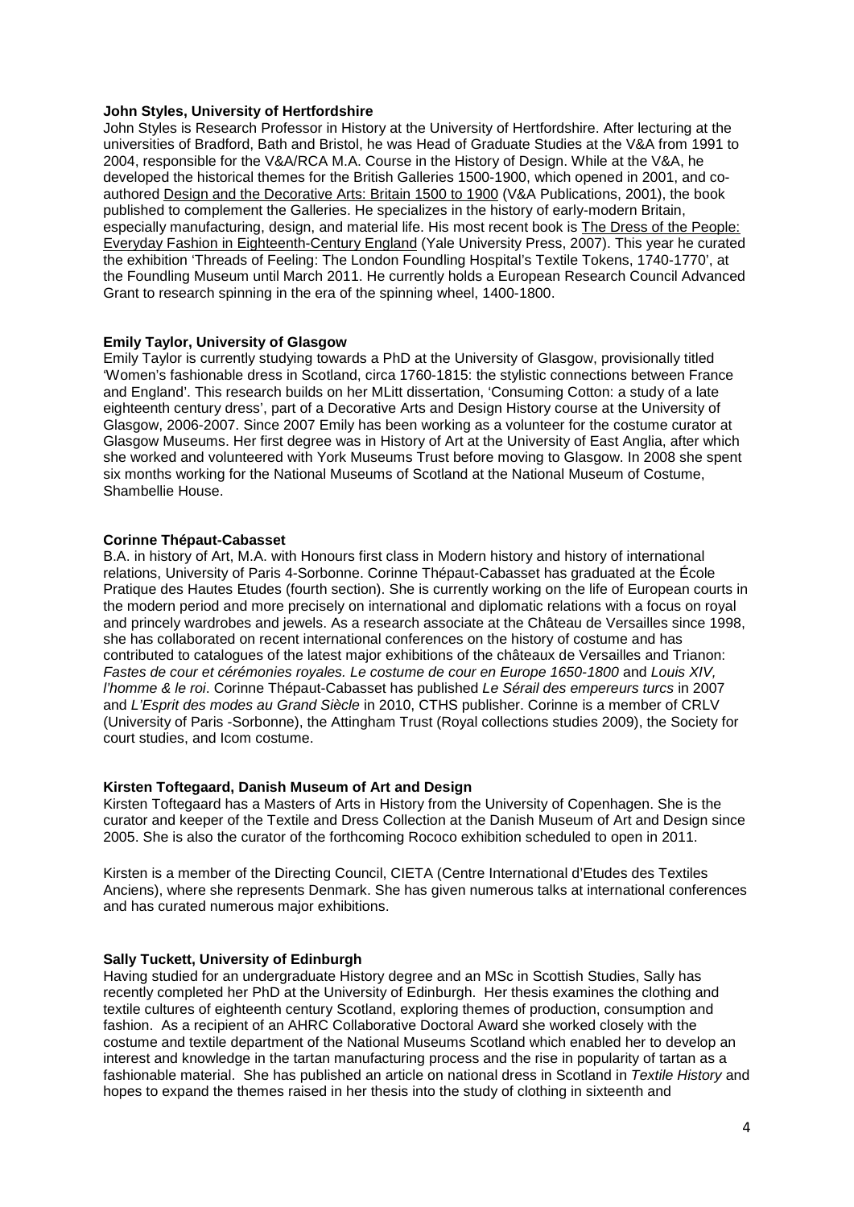**John Styles, University of Hertfordshire**

John Styles is Research Professor in History at the University of Hertfordshire. After lecturing at the universities of Bradford, Bath and Bristol, he was Head of Graduate Studies at the V&A from 1991 to 2004, responsible for the V&A/RCA M.A. Course in the History of Design. While at the V&A, he developed the historical themes for the British Galleries 1500-1900, which opened in 2001, and co-authored Design and the Decorative Arts: Britain 1500 to 1900 (V&A Publications, 2001), the book published to complement the Galleries. He specializes in the history of early-modern Britain, especially manufacturing, design, and material life. His most recent book is The Dress of the People: Everyday Fashion in Eighteenth-Century England (Yale University Press, 2007). This year he curated the exhibition 'Threads of Feeling: The London Foundling Hospital's Textile Tokens, 1740-1770', at the Foundling Museum until March 2011. He currently holds a European Research Council Advanced Grant to research spinning in the era of the spinning wheel, 1400-1800.

**Emily Taylor, University of Glasgow**

Emily Taylor is currently studying towards a PhD at the University of Glasgow, provisionally titled 'Women's fashionable dress in Scotland, circa 1760-1815: the stylistic connections between France and England'. This research builds on her MLitt dissertation, 'Consuming Cotton: a study of a late eighteenth century dress', part of a Decorative Arts and Design History course at the University of Glasgow, 2006-2007. Since 2007 Emily has been working as a volunteer for the costume curator at Glasgow Museums. Her first degree was in History of Art at the University of East Anglia, after which she worked and volunteered with York Museums Trust before moving to Glasgow. In 2008 she spent six months working for the National Museums of Scotland at the National Museum of Costume, Shambellie House.

**Corinne Thépaut-Cabasset**

B.A. in history of Art, M.A. with Honours first class in Modern history and history of international relations, University of Paris 4-Sorbonne. Corinne Thépaut-Cabasset has graduated at the École Pratique des Hautes Etudes (fourth section). She is currently working on the life of European courts in the modern period and more precisely on international and diplomatic relations with a focus on royal and princely wardrobes and jewels. As a research associate at the Château de Versailles since 1998, she has collaborated on recent international conferences on the history of costume and has contributed to catalogues of the latest major exhibitions of the châteaux de Versailles and Trianon: *Fastes de cour et cérémonies royales. Le costume de cour en Europe 1650-1800* and *Louis XIV, l'homme & le roi*. Corinne Thépaut-Cabasset has published *Le Sérail des empereurs turcs* in 2007 and *L'Esprit des modes au Grand Siècle* in 2010, CTHS publisher. Corinne is a member of CRLV (University of Paris -Sorbonne), the Attingham Trust (Royal collections studies 2009), the Society for court studies, and Icom costume.

**Kirsten Toftegaard, Danish Museum of Art and Design**

Kirsten Toftegaard has a Masters of Arts in History from the University of Copenhagen. She is the curator and keeper of the Textile and Dress Collection at the Danish Museum of Art and Design since 2005. She is also the curator of the forthcoming Rococo exhibition scheduled to open in 2011.

Kirsten is a member of the Directing Council, CIETA (Centre International d'Etudes des Textiles Anciens), where she represents Denmark. She has given numerous talks at international conferences and has curated numerous major exhibitions.

**Sally Tuckett, University of Edinburgh**

Having studied for an undergraduate History degree and an MSc in Scottish Studies, Sally has recently completed her PhD at the University of Edinburgh. Her thesis examines the clothing and textile cultures of eighteenth century Scotland, exploring themes of production, consumption and fashion. As a recipient of an AHRC Collaborative Doctoral Award she worked closely with the costume and textile department of the National Museums Scotland which enabled her to develop an interest and knowledge in the tartan manufacturing process and the rise in popularity of tartan as a fashionable material. She has published an article on national dress in Scotland in *Textile History* and hopes to expand the themes raised in her thesis into the study of clothing in sixteenth and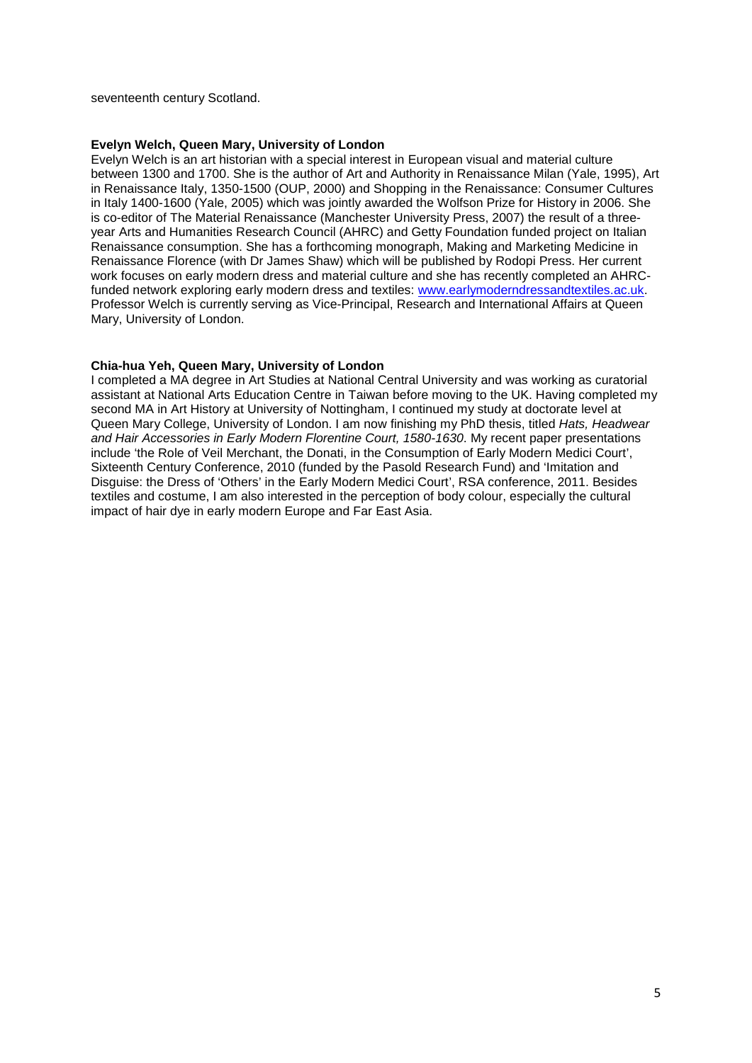seventeenth century Scotland.

**Evelyn Welch, Queen Mary, University of London**
Evelyn Welch is an art historian with a special interest in European visual and material culture between 1300 and 1700. She is the author of Art and Authority in Renaissance Milan (Yale, 1995), Art in Renaissance Italy, 1350-1500 (OUP, 2000) and Shopping in the Renaissance: Consumer Cultures in Italy 1400-1600 (Yale, 2005) which was jointly awarded the Wolfson Prize for History in 2006. She is co-editor of The Material Renaissance (Manchester University Press, 2007) the result of a three-year Arts and Humanities Research Council (AHRC) and Getty Foundation funded project on Italian Renaissance consumption. She has a forthcoming monograph, Making and Marketing Medicine in Renaissance Florence (with Dr James Shaw) which will be published by Rodopi Press. Her current work focuses on early modern dress and material culture and she has recently completed an AHRC-funded network exploring early modern dress and textiles: [www.earlymoderndressandtextiles.ac.uk](http://www.earlymoderndressandtextiles.ac.uk). Professor Welch is currently serving as Vice-Principal, Research and International Affairs at Queen Mary, University of London.

**Chia-hua Yeh, Queen Mary, University of London**
I completed a MA degree in Art Studies at National Central University and was working as curatorial assistant at National Arts Education Centre in Taiwan before moving to the UK. Having completed my second MA in Art History at University of Nottingham, I continued my study at doctorate level at Queen Mary College, University of London. I am now finishing my PhD thesis, titled *Hats, Headwear and Hair Accessories in Early Modern Florentine Court, 1580-1630*. My recent paper presentations include 'the Role of Veil Merchant, the Donati, in the Consumption of Early Modern Medici Court', Sixteenth Century Conference, 2010 (funded by the Pasold Research Fund) and 'Imitation and Disguise: the Dress of 'Others' in the Early Modern Medici Court', RSA conference, 2011. Besides textiles and costume, I am also interested in the perception of body colour, especially the cultural impact of hair dye in early modern Europe and Far East Asia.